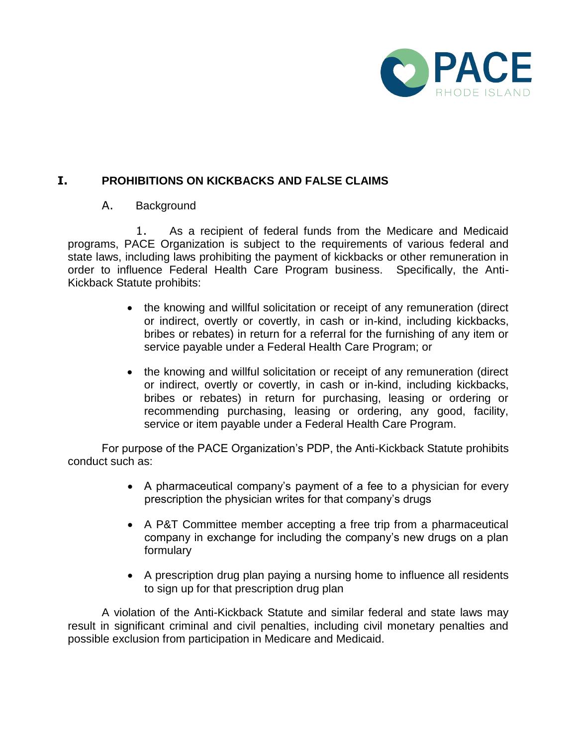# I. PROHIBITIONS ON KICKBACKS AND FALSE CLAIMS

## A. Background

1. As a recipient of federal funds from the Medicare and Medicaid programs, PACE Organization is subject to the requirements of various federal and state laws, including laws prohibiting the payment of kickbacks or other remuneration in order to influence Federal Health Care Program business. Specifically, the Anti-Kickback Statute prohibits:

- the knowing and willful solicitation or receipt of any remuneration (direct or indirect, overtly or covertly, in cash or in-kind, including kickbacks, bribes or rebates) in return for a referral for the furnishing of any item or service payable under a Federal Health Care Program; or

- the knowing and willful solicitation or receipt of any remuneration (direct or indirect, overtly or covertly, in cash or in-kind, including kickbacks, bribes or rebates) in return for purchasing, leasing or ordering or recommending purchasing, leasing or ordering, any good, facility, service or item payable under a Federal Health Care Program.

For purpose of the PACE Organization's PDP, the Anti-Kickback Statute prohibits conduct such as:

- A pharmaceutical company's payment of a fee to a physician for every prescription the physician writes for that company's drugs

- A P&T Committee member accepting a free trip from a pharmaceutical company in exchange for including the company's new drugs on a plan formulary

- A prescription drug plan paying a nursing home to influence all residents to sign up for that prescription drug plan

A violation of the Anti-Kickback Statute and similar federal and state laws may result in significant criminal and civil penalties, including civil monetary penalties and possible exclusion from participation in Medicare and Medicaid.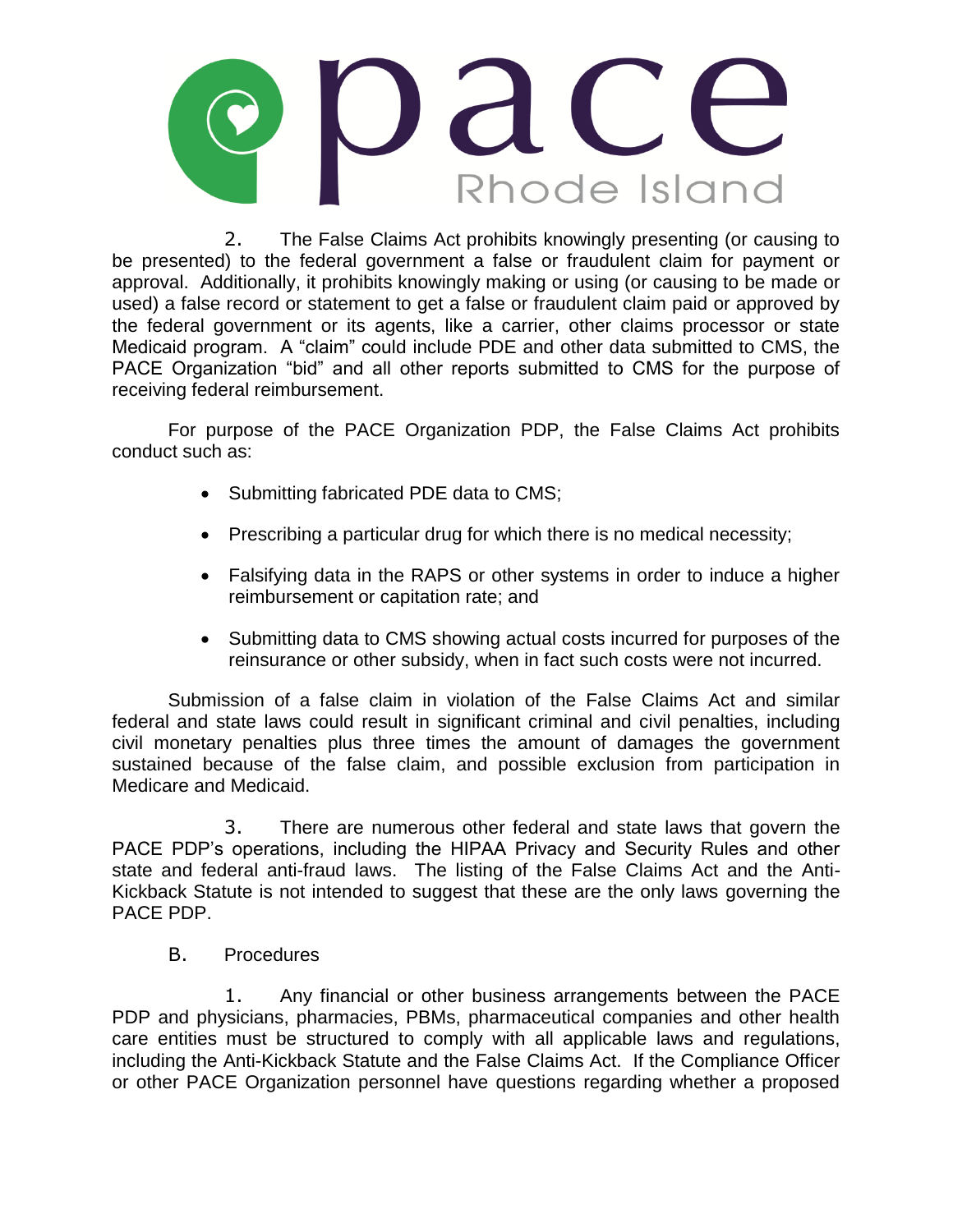2. The False Claims Act prohibits knowingly presenting (or causing to be presented) to the federal government a false or fraudulent claim for payment or approval. Additionally, it prohibits knowingly making or using (or causing to be made or used) a false record or statement to get a false or fraudulent claim paid or approved by the federal government or its agents, like a carrier, other claims processor or state Medicaid program. A "claim" could include PDE and other data submitted to CMS, the PACE Organization "bid" and all other reports submitted to CMS for the purpose of receiving federal reimbursement.

For purpose of the PACE Organization PDP, the False Claims Act prohibits conduct such as:

- Submitting fabricated PDE data to CMS;
- Prescribing a particular drug for which there is no medical necessity;
- Falsifying data in the RAPS or other systems in order to induce a higher reimbursement or capitation rate; and
- Submitting data to CMS showing actual costs incurred for purposes of the reinsurance or other subsidy, when in fact such costs were not incurred.

Submission of a false claim in violation of the False Claims Act and similar federal and state laws could result in significant criminal and civil penalties, including civil monetary penalties plus three times the amount of damages the government sustained because of the false claim, and possible exclusion from participation in Medicare and Medicaid.

3. There are numerous other federal and state laws that govern the PACE PDP's operations, including the HIPAA Privacy and Security Rules and other state and federal anti-fraud laws. The listing of the False Claims Act and the Anti-Kickback Statute is not intended to suggest that these are the only laws governing the PACE PDP.

B. Procedures

1. Any financial or other business arrangements between the PACE PDP and physicians, pharmacies, PBMs, pharmaceutical companies and other health care entities must be structured to comply with all applicable laws and regulations, including the Anti-Kickback Statute and the False Claims Act. If the Compliance Officer or other PACE Organization personnel have questions regarding whether a proposed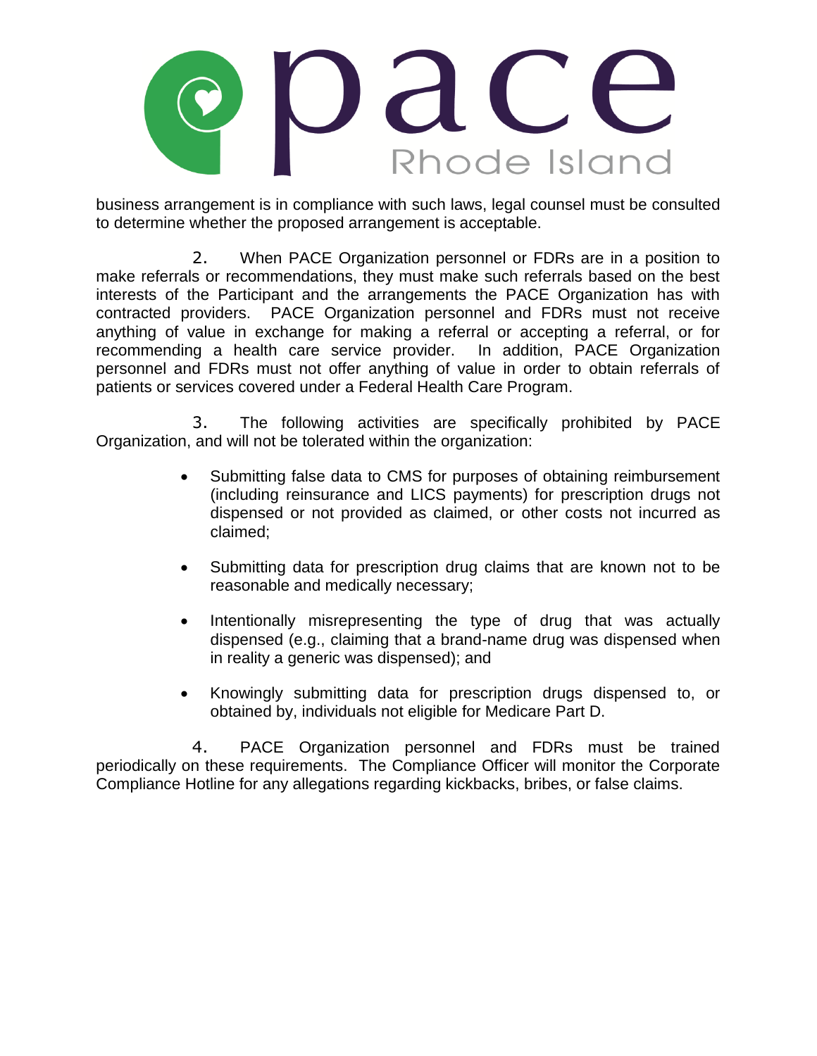business arrangement is in compliance with such laws, legal counsel must be consulted to determine whether the proposed arrangement is acceptable.

2. When PACE Organization personnel or FDRs are in a position to make referrals or recommendations, they must make such referrals based on the best interests of the Participant and the arrangements the PACE Organization has with contracted providers. PACE Organization personnel and FDRs must not receive anything of value in exchange for making a referral or accepting a referral, or for recommending a health care service provider. In addition, PACE Organization personnel and FDRs must not offer anything of value in order to obtain referrals of patients or services covered under a Federal Health Care Program.

3. The following activities are specifically prohibited by PACE Organization, and will not be tolerated within the organization:

- Submitting false data to CMS for purposes of obtaining reimbursement (including reinsurance and LICS payments) for prescription drugs not dispensed or not provided as claimed, or other costs not incurred as claimed;

- Submitting data for prescription drug claims that are known not to be reasonable and medically necessary;

- Intentionally misrepresenting the type of drug that was actually dispensed (e.g., claiming that a brand-name drug was dispensed when in reality a generic was dispensed); and

- Knowingly submitting data for prescription drugs dispensed to, or obtained by, individuals not eligible for Medicare Part D.

4. PACE Organization personnel and FDRs must be trained periodically on these requirements. The Compliance Officer will monitor the Corporate Compliance Hotline for any allegations regarding kickbacks, bribes, or false claims.